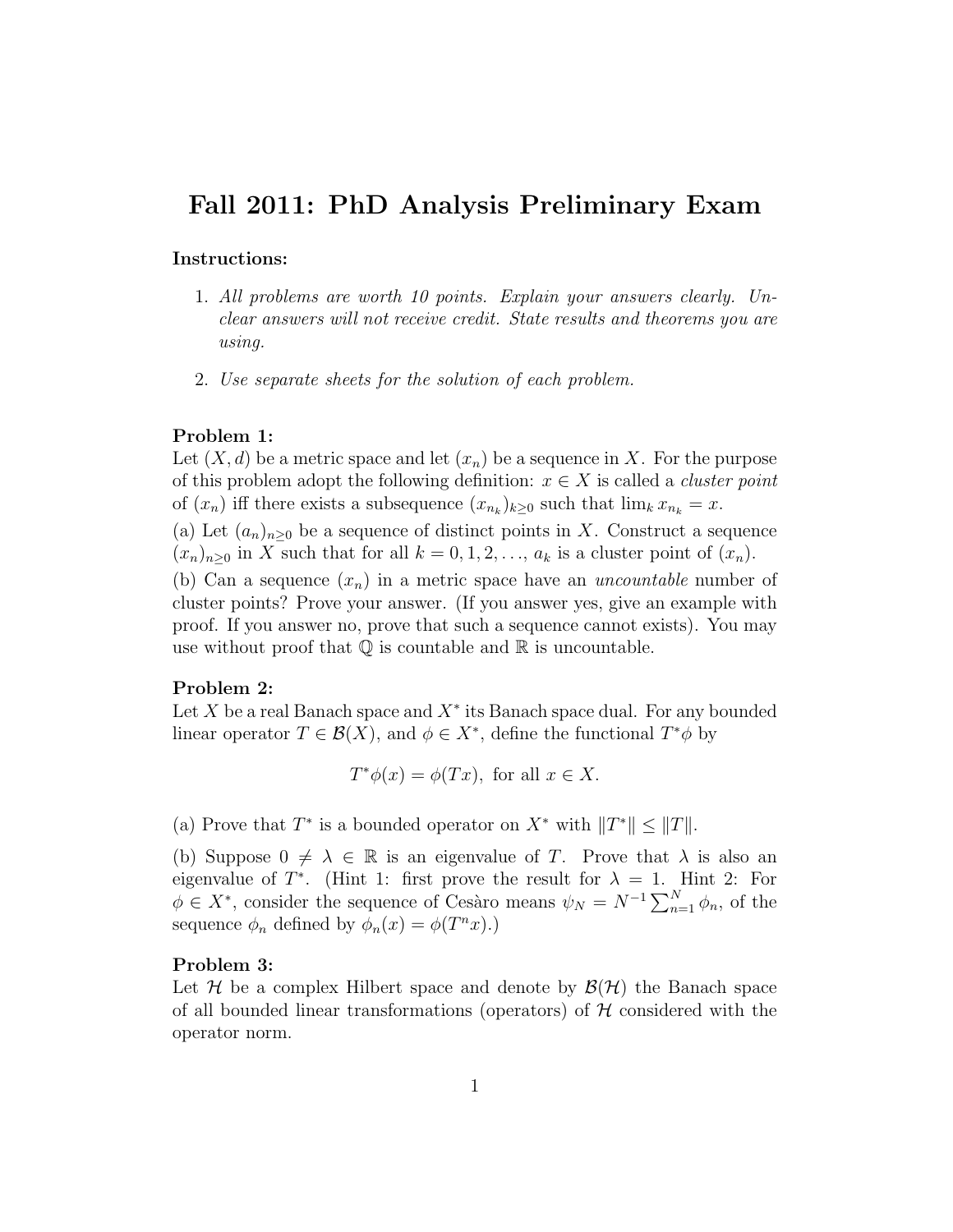# Fall 2011: PhD Analysis Preliminary Exam

**Instructions:**

1. *All problems are worth 10 points. Explain your answers clearly. Unclear answers will not receive credit. State results and theorems you are using.*

2. *Use separate sheets for the solution of each problem.*

**Problem 1:**
Let $(X, d)$ be a metric space and let $(x_n)$ be a sequence in $X$. For the purpose of this problem adopt the following definition: $x \in X$ is called a *cluster point* of $(x_n)$ iff there exists a subsequence $(x_{n_k})_{k \geq 0}$ such that $\lim_k x_{n_k} = x$.

(a) Let $(a_n)_{n \geq 0}$ be a sequence of distinct points in $X$. Construct a sequence $(x_n)_{n \geq 0}$ in $X$ such that for all $k = 0, 1, 2, \ldots$, $a_k$ is a cluster point of $(x_n)$.

(b) Can a sequence $(x_n)$ in a metric space have an *uncountable* number of cluster points? Prove your answer. (If you answer yes, give an example with proof. If you answer no, prove that such a sequence cannot exists). You may use without proof that $\mathbb{Q}$ is countable and $\mathbb{R}$ is uncountable.

**Problem 2:**
Let $X$ be a real Banach space and $X^*$ its Banach space dual. For any bounded linear operator $T \in \mathcal{B}(X)$, and $\phi \in X^*$, define the functional $T^*\phi$ by

$$T^*\phi(x) = \phi(Tx), \text{ for all } x \in X.$$

(a) Prove that $T^*$ is a bounded operator on $X^*$ with $\|T^*\| \leq \|T\|$.

(b) Suppose $0 \neq \lambda \in \mathbb{R}$ is an eigenvalue of $T$. Prove that $\lambda$ is also an eigenvalue of $T^*$. (Hint 1: first prove the result for $\lambda = 1$. Hint 2: For $\phi \in X^*$, consider the sequence of Cesàro means $\psi_N = N^{-1} \sum_{n=1}^{N} \phi_n$, of the sequence $\phi_n$ defined by $\phi_n(x) = \phi(T^n x)$.)

**Problem 3:**
Let $\mathcal{H}$ be a complex Hilbert space and denote by $\mathcal{B}(\mathcal{H})$ the Banach space of all bounded linear transformations (operators) of $\mathcal{H}$ considered with the operator norm.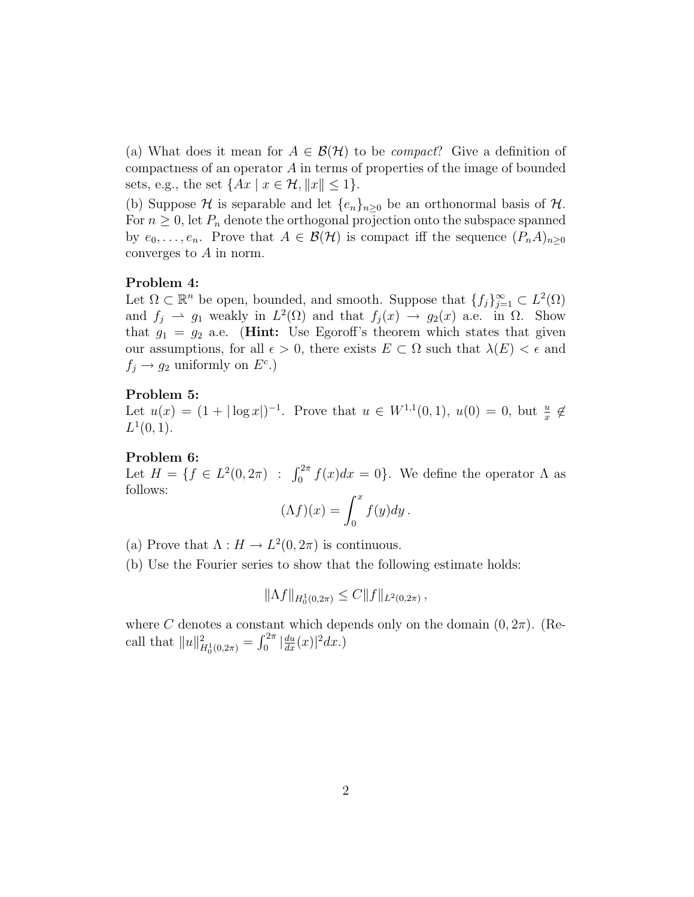(a) What does it mean for $A \in \mathcal{B}(\mathcal{H})$ to be *compact*? Give a definition of compactness of an operator $A$ in terms of properties of the image of bounded sets, e.g., the set $\{Ax \mid x \in \mathcal{H}, \|x\| \leq 1\}$.

(b) Suppose $\mathcal{H}$ is separable and let $\{e_n\}_{n\geq 0}$ be an orthonormal basis of $\mathcal{H}$. For $n \geq 0$, let $P_n$ denote the orthogonal projection onto the subspace spanned by $e_0, \ldots, e_n$. Prove that $A \in \mathcal{B}(\mathcal{H})$ is compact iff the sequence $(P_n A)_{n\geq 0}$ converges to $A$ in norm.

**Problem 4:**
Let $\Omega \subset \mathbb{R}^n$ be open, bounded, and smooth. Suppose that $\{f_j\}_{j=1}^{\infty} \subset L^2(\Omega)$ and $f_j \rightharpoonup g_1$ weakly in $L^2(\Omega)$ and that $f_j(x) \to g_2(x)$ a.e. in $\Omega$. Show that $g_1 = g_2$ a.e. (**Hint:** Use Egoroff's theorem which states that given our assumptions, for all $\epsilon > 0$, there exists $E \subset \Omega$ such that $\lambda(E) < \epsilon$ and $f_j \to g_2$ uniformly on $E^c$.)

**Problem 5:**
Let $u(x) = (1 + |\log x|)^{-1}$. Prove that $u \in W^{1,1}(0,1)$, $u(0) = 0$, but $\frac{u}{x} \notin L^1(0,1)$.

**Problem 6:**
Let $H = \{f \in L^2(0, 2\pi) \ : \ \int_0^{2\pi} f(x)dx = 0\}$. We define the operator $\Lambda$ as follows:

$$(\Lambda f)(x) = \int_0^x f(y)dy\,.$$

(a) Prove that $\Lambda : H \to L^2(0, 2\pi)$ is continuous.

(b) Use the Fourier series to show that the following estimate holds:

$$\|\Lambda f\|_{H_0^1(0,2\pi)} \leq C\|f\|_{L^2(0,2\pi)}\,,$$

where $C$ denotes a constant which depends only on the domain $(0, 2\pi)$. (Recall that $\|u\|_{H_0^1(0,2\pi)}^2 = \int_0^{2\pi} |\frac{du}{dx}(x)|^2 dx$.)